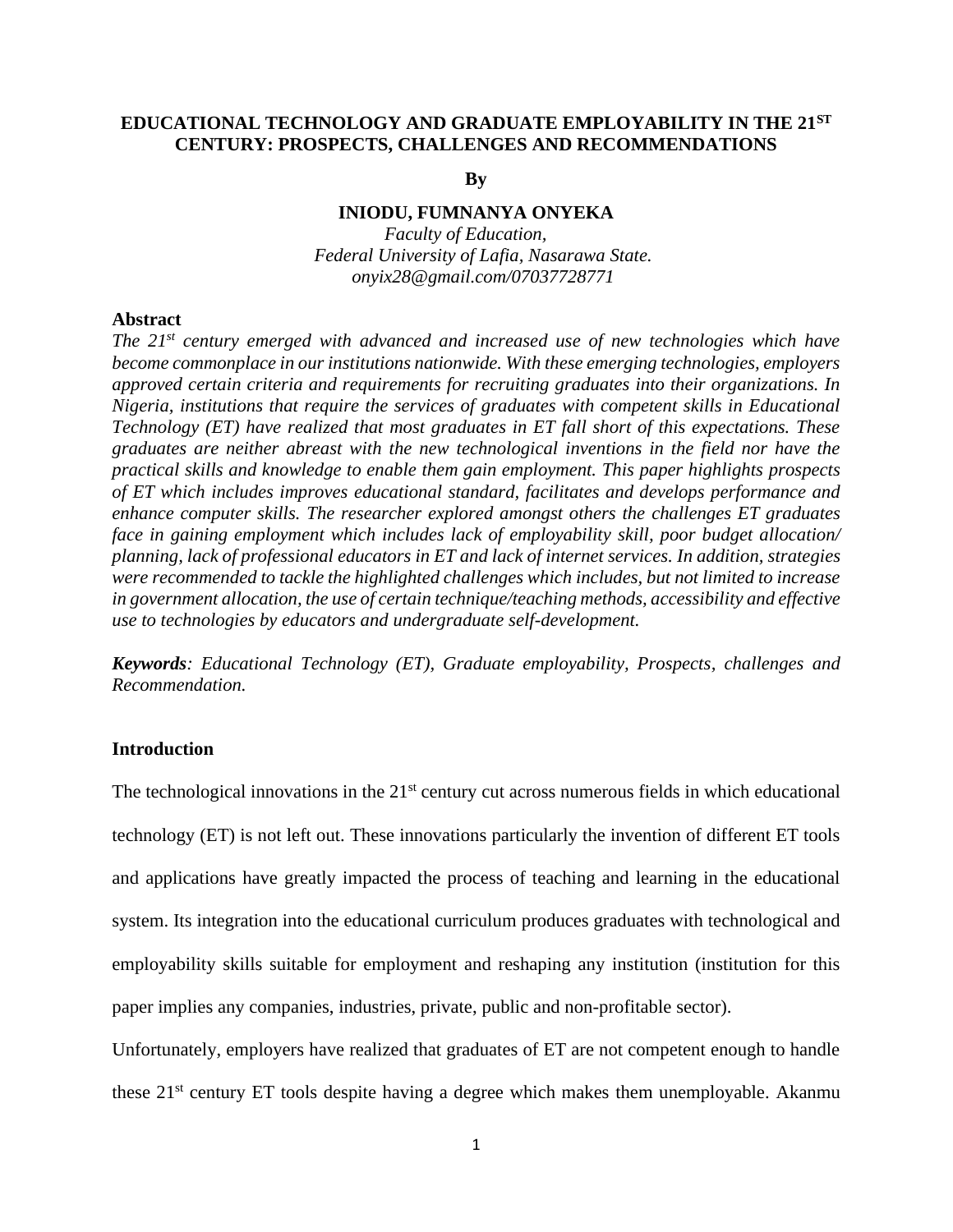# EDUCATIONAL TECHNOLOGY AND GRADUATE EMPLOYABILITY IN THE 21ST CENTURY: PROSPECTS, CHALLENGES AND RECOMMENDATIONS

**By**

**INIODU, FUMNANYA ONYEKA**

*Faculty of Education,*
*Federal University of Lafia, Nasarawa State.*
*onyix28@gmail.com/07037728771*

## Abstract

*The 21st century emerged with advanced and increased use of new technologies which have become commonplace in our institutions nationwide. With these emerging technologies, employers approved certain criteria and requirements for recruiting graduates into their organizations. In Nigeria, institutions that require the services of graduates with competent skills in Educational Technology (ET) have realized that most graduates in ET fall short of this expectations. These graduates are neither abreast with the new technological inventions in the field nor have the practical skills and knowledge to enable them gain employment. This paper highlights prospects of ET which includes improves educational standard, facilitates and develops performance and enhance computer skills. The researcher explored amongst others the challenges ET graduates face in gaining employment which includes lack of employability skill, poor budget allocation/ planning, lack of professional educators in ET and lack of internet services. In addition, strategies were recommended to tackle the highlighted challenges which includes, but not limited to increase in government allocation, the use of certain technique/teaching methods, accessibility and effective use to technologies by educators and undergraduate self-development.*

***Keywords**: Educational Technology (ET), Graduate employability, Prospects, challenges and Recommendation.*

## Introduction

The technological innovations in the 21st century cut across numerous fields in which educational technology (ET) is not left out. These innovations particularly the invention of different ET tools and applications have greatly impacted the process of teaching and learning in the educational system. Its integration into the educational curriculum produces graduates with technological and employability skills suitable for employment and reshaping any institution (institution for this paper implies any companies, industries, private, public and non-profitable sector).

Unfortunately, employers have realized that graduates of ET are not competent enough to handle these 21st century ET tools despite having a degree which makes them unemployable. Akanmu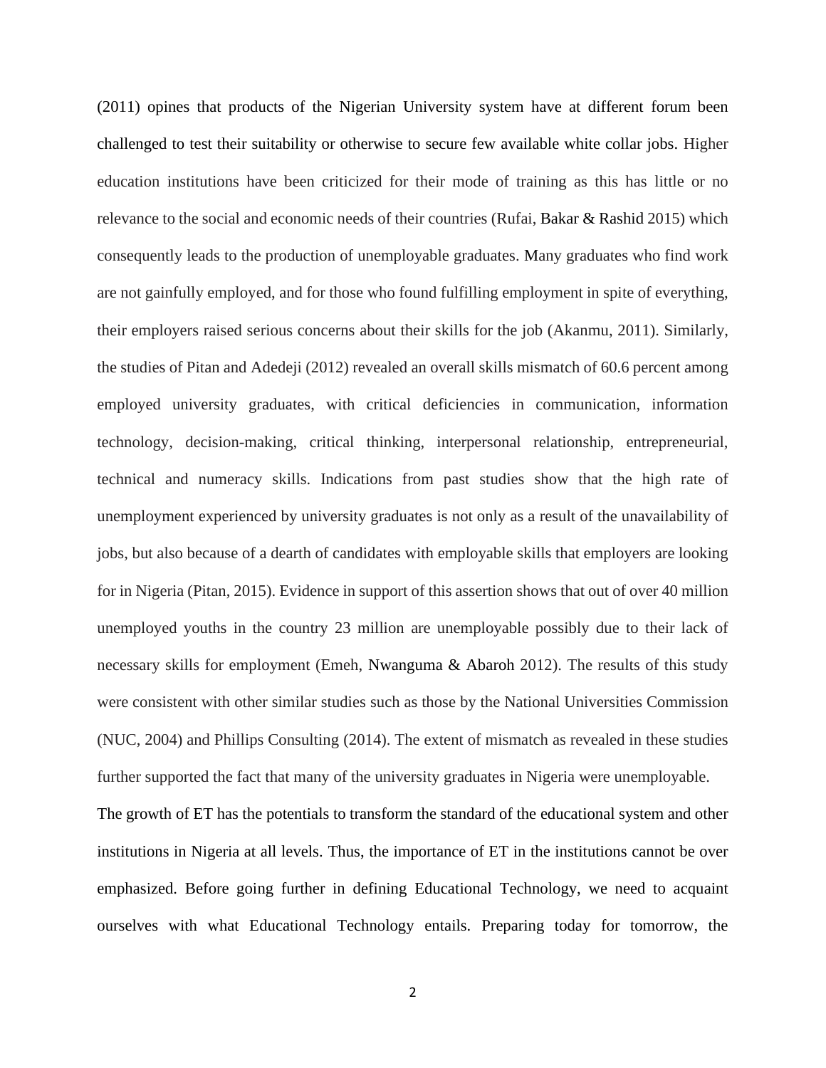(2011) opines that products of the Nigerian University system have at different forum been challenged to test their suitability or otherwise to secure few available white collar jobs. Higher education institutions have been criticized for their mode of training as this has little or no relevance to the social and economic needs of their countries (Rufai, Bakar & Rashid 2015) which consequently leads to the production of unemployable graduates. Many graduates who find work are not gainfully employed, and for those who found fulfilling employment in spite of everything, their employers raised serious concerns about their skills for the job (Akanmu, 2011). Similarly, the studies of Pitan and Adedeji (2012) revealed an overall skills mismatch of 60.6 percent among employed university graduates, with critical deficiencies in communication, information technology, decision-making, critical thinking, interpersonal relationship, entrepreneurial, technical and numeracy skills. Indications from past studies show that the high rate of unemployment experienced by university graduates is not only as a result of the unavailability of jobs, but also because of a dearth of candidates with employable skills that employers are looking for in Nigeria (Pitan, 2015). Evidence in support of this assertion shows that out of over 40 million unemployed youths in the country 23 million are unemployable possibly due to their lack of necessary skills for employment (Emeh, Nwanguma & Abaroh 2012). The results of this study were consistent with other similar studies such as those by the National Universities Commission (NUC, 2004) and Phillips Consulting (2014). The extent of mismatch as revealed in these studies further supported the fact that many of the university graduates in Nigeria were unemployable.

The growth of ET has the potentials to transform the standard of the educational system and other institutions in Nigeria at all levels. Thus, the importance of ET in the institutions cannot be over emphasized. Before going further in defining Educational Technology, we need to acquaint ourselves with what Educational Technology entails. Preparing today for tomorrow, the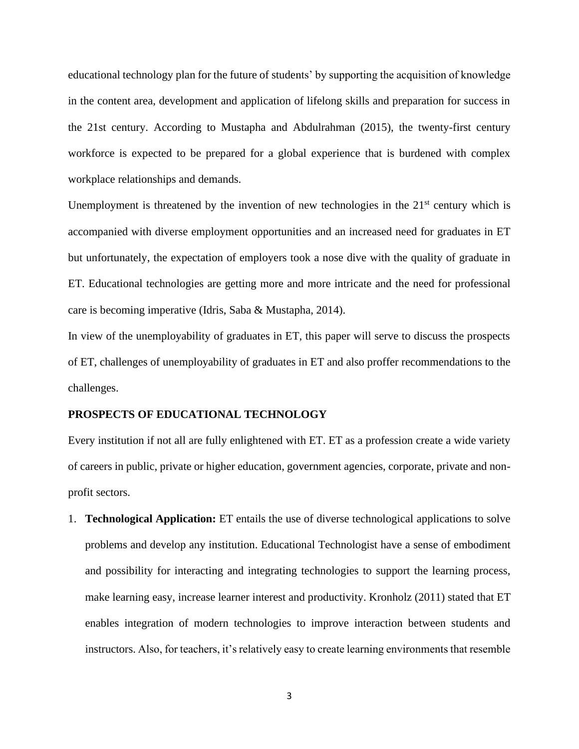educational technology plan for the future of students' by supporting the acquisition of knowledge in the content area, development and application of lifelong skills and preparation for success in the 21st century. According to Mustapha and Abdulrahman (2015), the twenty-first century workforce is expected to be prepared for a global experience that is burdened with complex workplace relationships and demands.

Unemployment is threatened by the invention of new technologies in the 21st century which is accompanied with diverse employment opportunities and an increased need for graduates in ET but unfortunately, the expectation of employers took a nose dive with the quality of graduate in ET. Educational technologies are getting more and more intricate and the need for professional care is becoming imperative (Idris, Saba & Mustapha, 2014).

In view of the unemployability of graduates in ET, this paper will serve to discuss the prospects of ET, challenges of unemployability of graduates in ET and also proffer recommendations to the challenges.

**PROSPECTS OF EDUCATIONAL TECHNOLOGY**

Every institution if not all are fully enlightened with ET. ET as a profession create a wide variety of careers in public, private or higher education, government agencies, corporate, private and non-profit sectors.

1. **Technological Application:** ET entails the use of diverse technological applications to solve problems and develop any institution. Educational Technologist have a sense of embodiment and possibility for interacting and integrating technologies to support the learning process, make learning easy, increase learner interest and productivity. Kronholz (2011) stated that ET enables integration of modern technologies to improve interaction between students and instructors. Also, for teachers, it's relatively easy to create learning environments that resemble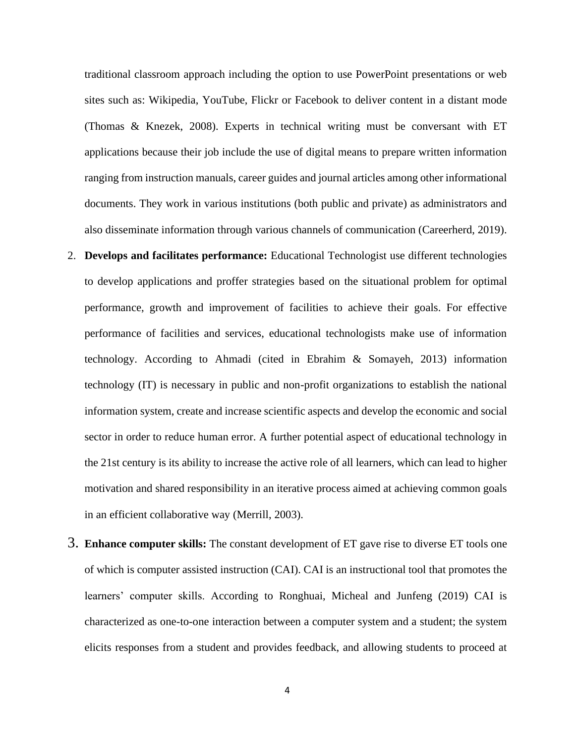traditional classroom approach including the option to use PowerPoint presentations or web sites such as: Wikipedia, YouTube, Flickr or Facebook to deliver content in a distant mode (Thomas & Knezek, 2008). Experts in technical writing must be conversant with ET applications because their job include the use of digital means to prepare written information ranging from instruction manuals, career guides and journal articles among other informational documents. They work in various institutions (both public and private) as administrators and also disseminate information through various channels of communication (Careerherd, 2019).

2. **Develops and facilitates performance:** Educational Technologist use different technologies to develop applications and proffer strategies based on the situational problem for optimal performance, growth and improvement of facilities to achieve their goals. For effective performance of facilities and services, educational technologists make use of information technology. According to Ahmadi (cited in Ebrahim & Somayeh, 2013) information technology (IT) is necessary in public and non-profit organizations to establish the national information system, create and increase scientific aspects and develop the economic and social sector in order to reduce human error. A further potential aspect of educational technology in the 21st century is its ability to increase the active role of all learners, which can lead to higher motivation and shared responsibility in an iterative process aimed at achieving common goals in an efficient collaborative way (Merrill, 2003).

3. **Enhance computer skills:** The constant development of ET gave rise to diverse ET tools one of which is computer assisted instruction (CAI). CAI is an instructional tool that promotes the learners' computer skills. According to Ronghuai, Micheal and Junfeng (2019) CAI is characterized as one-to-one interaction between a computer system and a student; the system elicits responses from a student and provides feedback, and allowing students to proceed at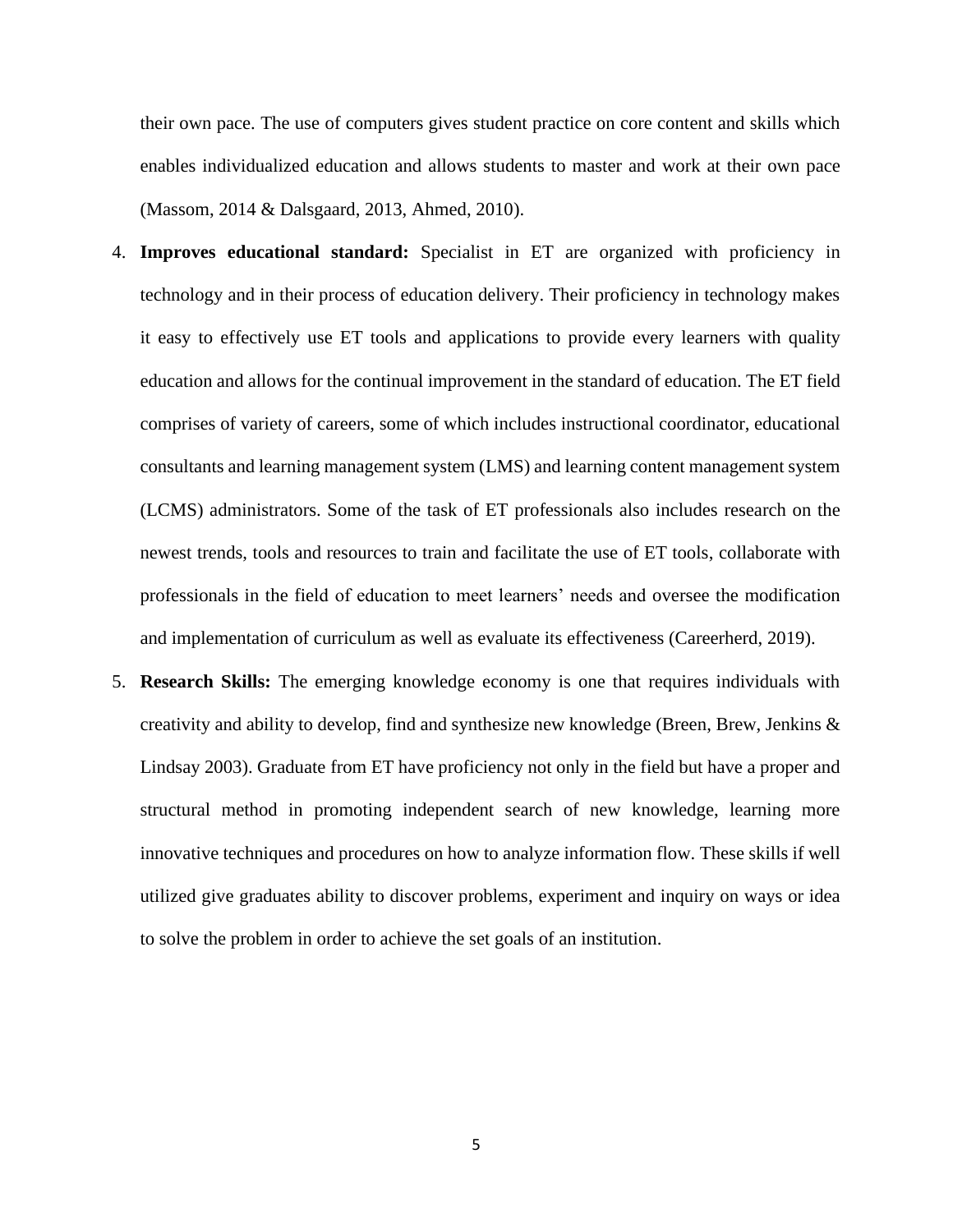their own pace. The use of computers gives student practice on core content and skills which enables individualized education and allows students to master and work at their own pace (Massom, 2014 & Dalsgaard, 2013, Ahmed, 2010).

4. **Improves educational standard:** Specialist in ET are organized with proficiency in technology and in their process of education delivery. Their proficiency in technology makes it easy to effectively use ET tools and applications to provide every learners with quality education and allows for the continual improvement in the standard of education. The ET field comprises of variety of careers, some of which includes instructional coordinator, educational consultants and learning management system (LMS) and learning content management system (LCMS) administrators. Some of the task of ET professionals also includes research on the newest trends, tools and resources to train and facilitate the use of ET tools, collaborate with professionals in the field of education to meet learners' needs and oversee the modification and implementation of curriculum as well as evaluate its effectiveness (Careerherd, 2019).
5. **Research Skills:** The emerging knowledge economy is one that requires individuals with creativity and ability to develop, find and synthesize new knowledge (Breen, Brew, Jenkins & Lindsay 2003). Graduate from ET have proficiency not only in the field but have a proper and structural method in promoting independent search of new knowledge, learning more innovative techniques and procedures on how to analyze information flow. These skills if well utilized give graduates ability to discover problems, experiment and inquiry on ways or idea to solve the problem in order to achieve the set goals of an institution.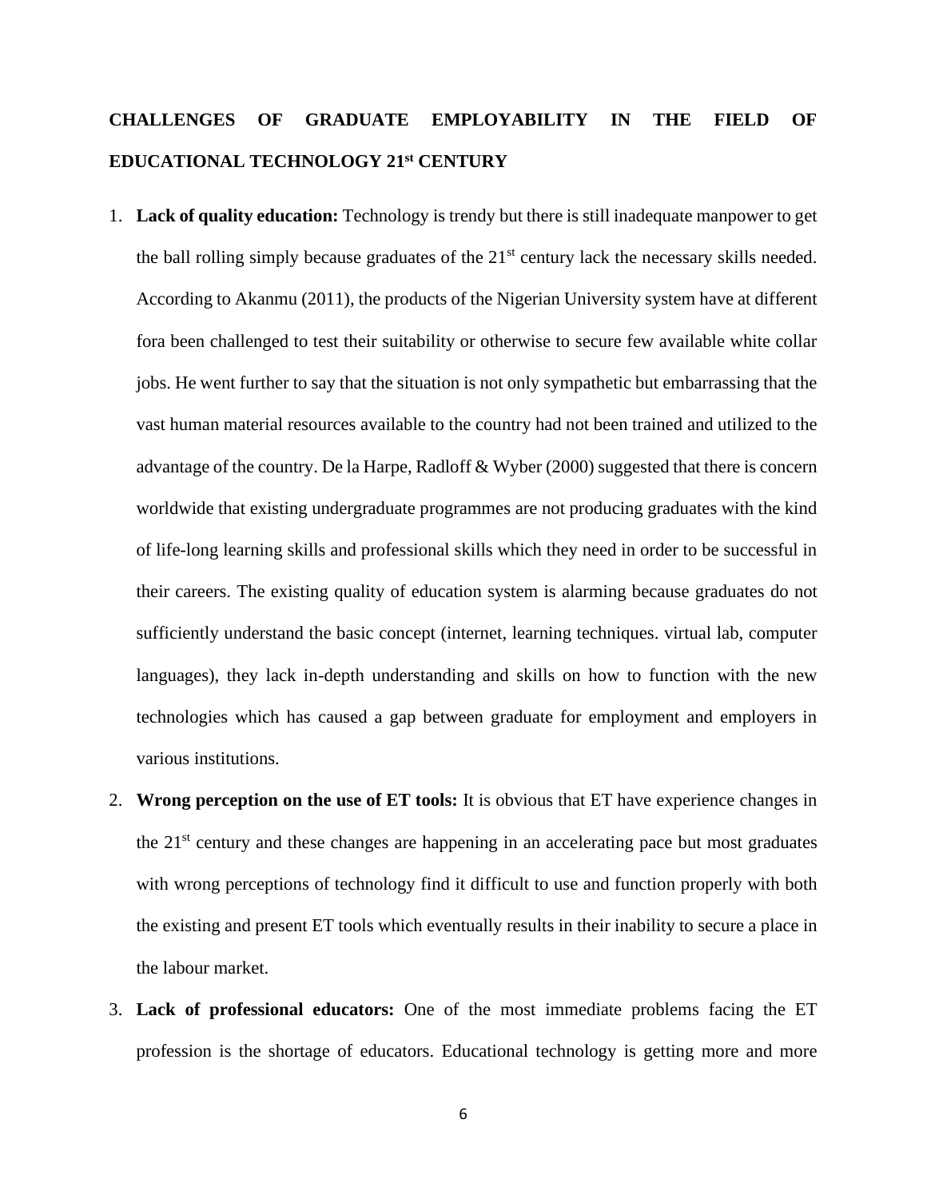## CHALLENGES OF GRADUATE EMPLOYABILITY IN THE FIELD OF EDUCATIONAL TECHNOLOGY 21st CENTURY

1. **Lack of quality education:** Technology is trendy but there is still inadequate manpower to get the ball rolling simply because graduates of the 21st century lack the necessary skills needed. According to Akanmu (2011), the products of the Nigerian University system have at different fora been challenged to test their suitability or otherwise to secure few available white collar jobs. He went further to say that the situation is not only sympathetic but embarrassing that the vast human material resources available to the country had not been trained and utilized to the advantage of the country. De la Harpe, Radloff & Wyber (2000) suggested that there is concern worldwide that existing undergraduate programmes are not producing graduates with the kind of life-long learning skills and professional skills which they need in order to be successful in their careers. The existing quality of education system is alarming because graduates do not sufficiently understand the basic concept (internet, learning techniques. virtual lab, computer languages), they lack in-depth understanding and skills on how to function with the new technologies which has caused a gap between graduate for employment and employers in various institutions.

2. **Wrong perception on the use of ET tools:** It is obvious that ET have experience changes in the 21st century and these changes are happening in an accelerating pace but most graduates with wrong perceptions of technology find it difficult to use and function properly with both the existing and present ET tools which eventually results in their inability to secure a place in the labour market.

3. **Lack of professional educators:** One of the most immediate problems facing the ET profession is the shortage of educators. Educational technology is getting more and more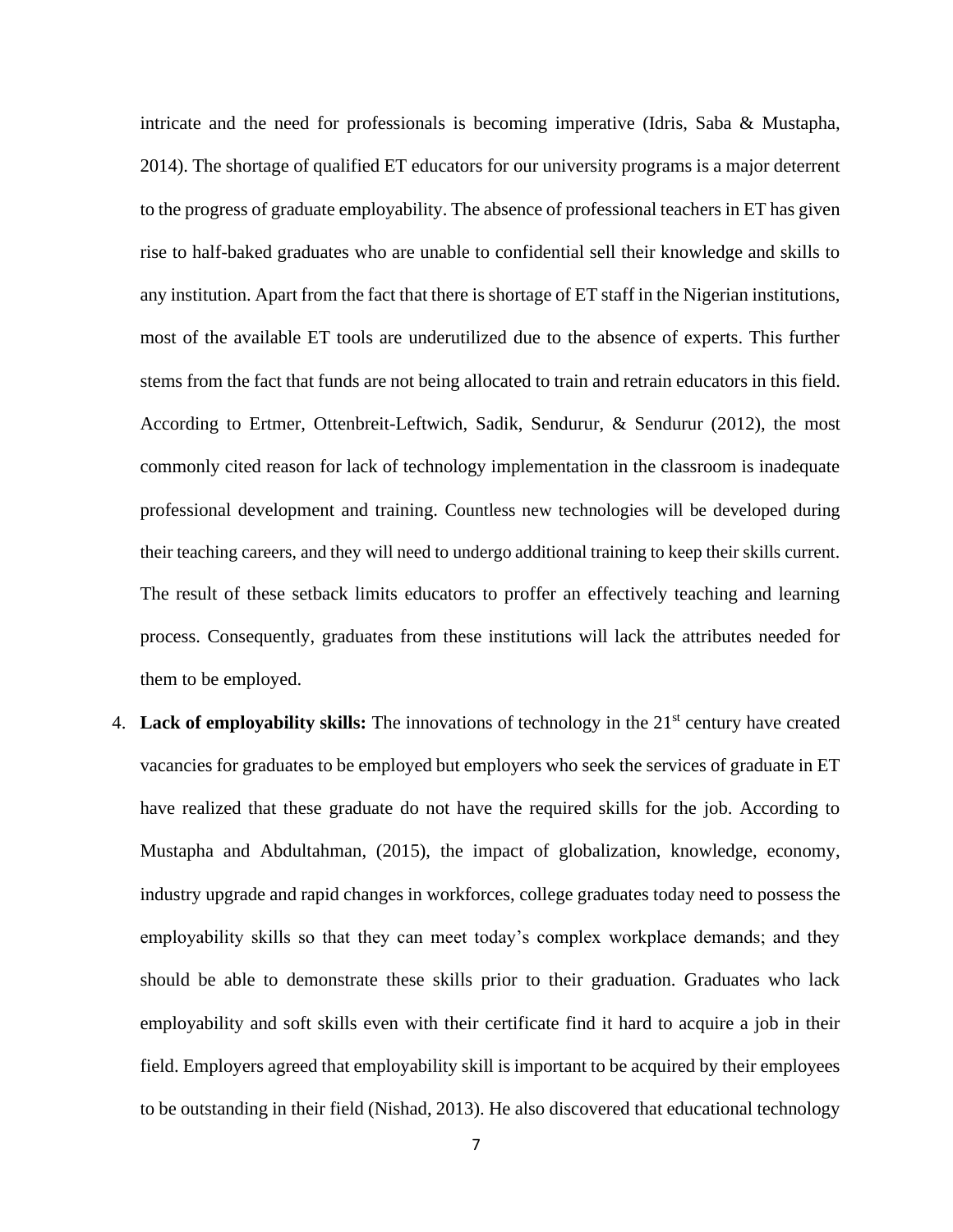intricate and the need for professionals is becoming imperative (Idris, Saba & Mustapha, 2014). The shortage of qualified ET educators for our university programs is a major deterrent to the progress of graduate employability. The absence of professional teachers in ET has given rise to half-baked graduates who are unable to confidential sell their knowledge and skills to any institution. Apart from the fact that there is shortage of ET staff in the Nigerian institutions, most of the available ET tools are underutilized due to the absence of experts. This further stems from the fact that funds are not being allocated to train and retrain educators in this field. According to Ertmer, Ottenbreit-Leftwich, Sadik, Sendurur, & Sendurur (2012), the most commonly cited reason for lack of technology implementation in the classroom is inadequate professional development and training. Countless new technologies will be developed during their teaching careers, and they will need to undergo additional training to keep their skills current. The result of these setback limits educators to proffer an effectively teaching and learning process. Consequently, graduates from these institutions will lack the attributes needed for them to be employed.

4. **Lack of employability skills:** The innovations of technology in the 21st century have created vacancies for graduates to be employed but employers who seek the services of graduate in ET have realized that these graduate do not have the required skills for the job. According to Mustapha and Abdultahman, (2015), the impact of globalization, knowledge, economy, industry upgrade and rapid changes in workforces, college graduates today need to possess the employability skills so that they can meet today's complex workplace demands; and they should be able to demonstrate these skills prior to their graduation. Graduates who lack employability and soft skills even with their certificate find it hard to acquire a job in their field. Employers agreed that employability skill is important to be acquired by their employees to be outstanding in their field (Nishad, 2013). He also discovered that educational technology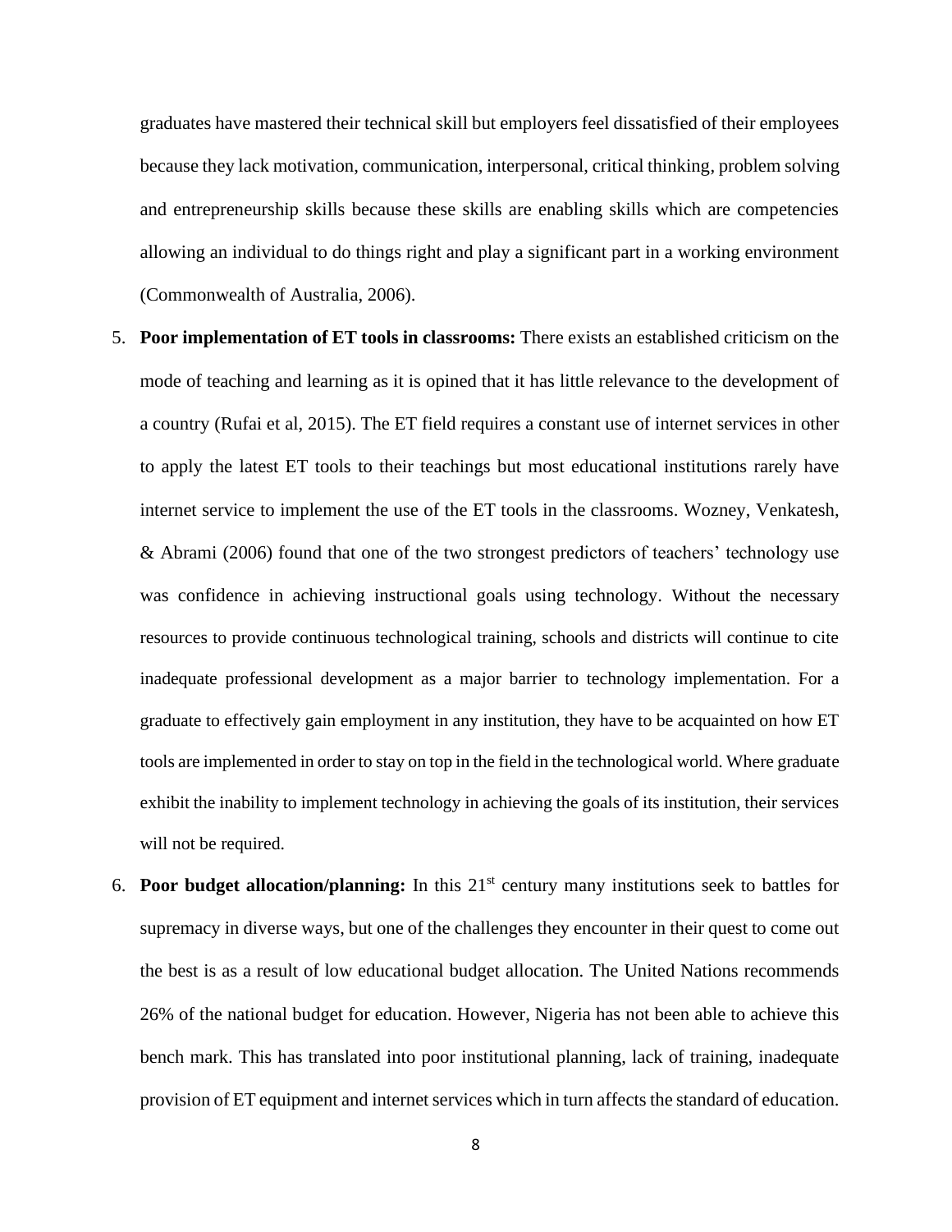graduates have mastered their technical skill but employers feel dissatisfied of their employees because they lack motivation, communication, interpersonal, critical thinking, problem solving and entrepreneurship skills because these skills are enabling skills which are competencies allowing an individual to do things right and play a significant part in a working environment (Commonwealth of Australia, 2006).

5. **Poor implementation of ET tools in classrooms:** There exists an established criticism on the mode of teaching and learning as it is opined that it has little relevance to the development of a country (Rufai et al, 2015). The ET field requires a constant use of internet services in other to apply the latest ET tools to their teachings but most educational institutions rarely have internet service to implement the use of the ET tools in the classrooms. Wozney, Venkatesh, & Abrami (2006) found that one of the two strongest predictors of teachers' technology use was confidence in achieving instructional goals using technology. Without the necessary resources to provide continuous technological training, schools and districts will continue to cite inadequate professional development as a major barrier to technology implementation. For a graduate to effectively gain employment in any institution, they have to be acquainted on how ET tools are implemented in order to stay on top in the field in the technological world. Where graduate exhibit the inability to implement technology in achieving the goals of its institution, their services will not be required.
6. **Poor budget allocation/planning:** In this 21st century many institutions seek to battles for supremacy in diverse ways, but one of the challenges they encounter in their quest to come out the best is as a result of low educational budget allocation. The United Nations recommends 26% of the national budget for education. However, Nigeria has not been able to achieve this bench mark. This has translated into poor institutional planning, lack of training, inadequate provision of ET equipment and internet services which in turn affects the standard of education.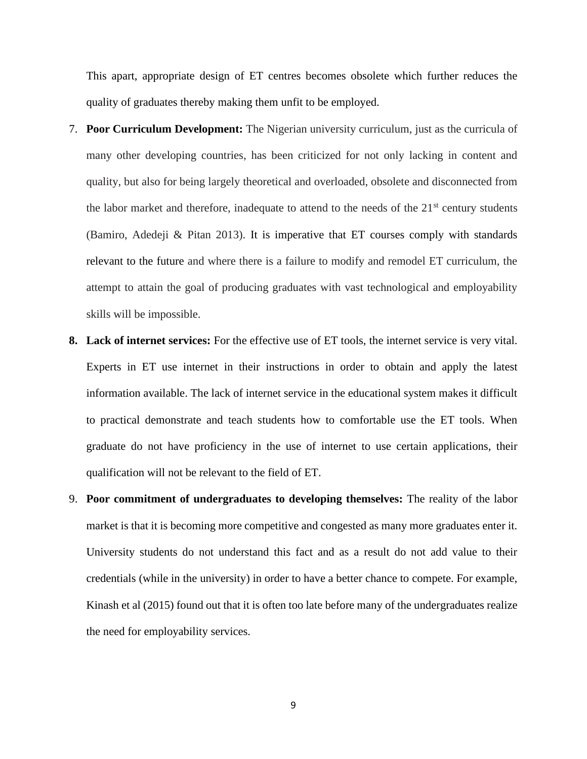This apart, appropriate design of ET centres becomes obsolete which further reduces the quality of graduates thereby making them unfit to be employed.

7. **Poor Curriculum Development:** The Nigerian university curriculum, just as the curricula of many other developing countries, has been criticized for not only lacking in content and quality, but also for being largely theoretical and overloaded, obsolete and disconnected from the labor market and therefore, inadequate to attend to the needs of the 21st century students (Bamiro, Adedeji & Pitan 2013). It is imperative that ET courses comply with standards relevant to the future and where there is a failure to modify and remodel ET curriculum, the attempt to attain the goal of producing graduates with vast technological and employability skills will be impossible.

8. **Lack of internet services:** For the effective use of ET tools, the internet service is very vital. Experts in ET use internet in their instructions in order to obtain and apply the latest information available. The lack of internet service in the educational system makes it difficult to practical demonstrate and teach students how to comfortable use the ET tools. When graduate do not have proficiency in the use of internet to use certain applications, their qualification will not be relevant to the field of ET.

9. **Poor commitment of undergraduates to developing themselves:** The reality of the labor market is that it is becoming more competitive and congested as many more graduates enter it. University students do not understand this fact and as a result do not add value to their credentials (while in the university) in order to have a better chance to compete. For example, Kinash et al (2015) found out that it is often too late before many of the undergraduates realize the need for employability services.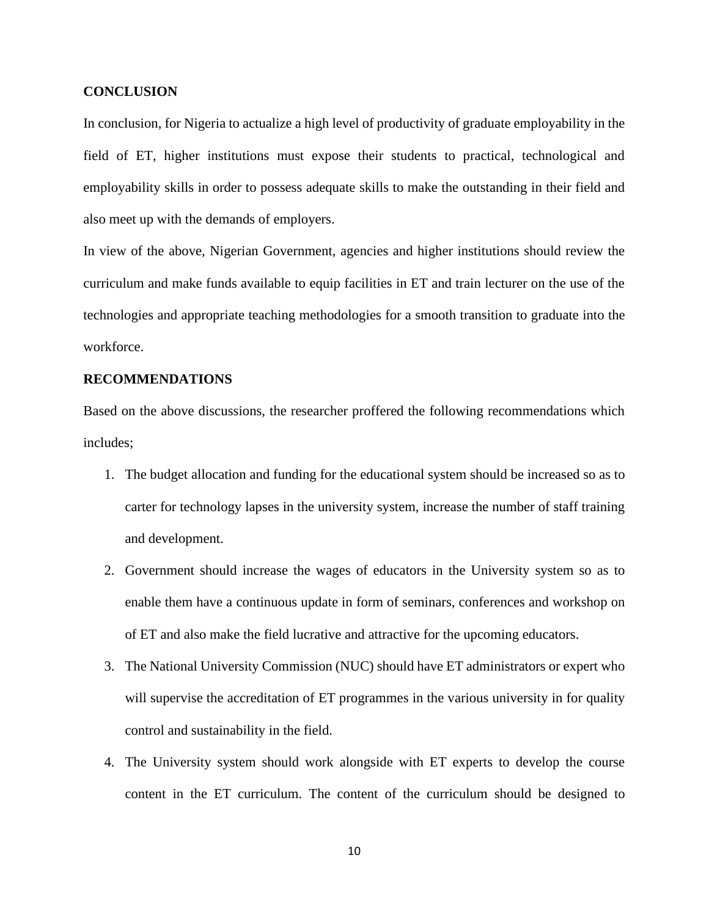**CONCLUSION**

In conclusion, for Nigeria to actualize a high level of productivity of graduate employability in the field of ET, higher institutions must expose their students to practical, technological and employability skills in order to possess adequate skills to make the outstanding in their field and also meet up with the demands of employers.

In view of the above, Nigerian Government, agencies and higher institutions should review the curriculum and make funds available to equip facilities in ET and train lecturer on the use of the technologies and appropriate teaching methodologies for a smooth transition to graduate into the workforce.

**RECOMMENDATIONS**

Based on the above discussions, the researcher proffered the following recommendations which includes;

1. The budget allocation and funding for the educational system should be increased so as to carter for technology lapses in the university system, increase the number of staff training and development.
2. Government should increase the wages of educators in the University system so as to enable them have a continuous update in form of seminars, conferences and workshop on of ET and also make the field lucrative and attractive for the upcoming educators.
3. The National University Commission (NUC) should have ET administrators or expert who will supervise the accreditation of ET programmes in the various university in for quality control and sustainability in the field.
4. The University system should work alongside with ET experts to develop the course content in the ET curriculum. The content of the curriculum should be designed to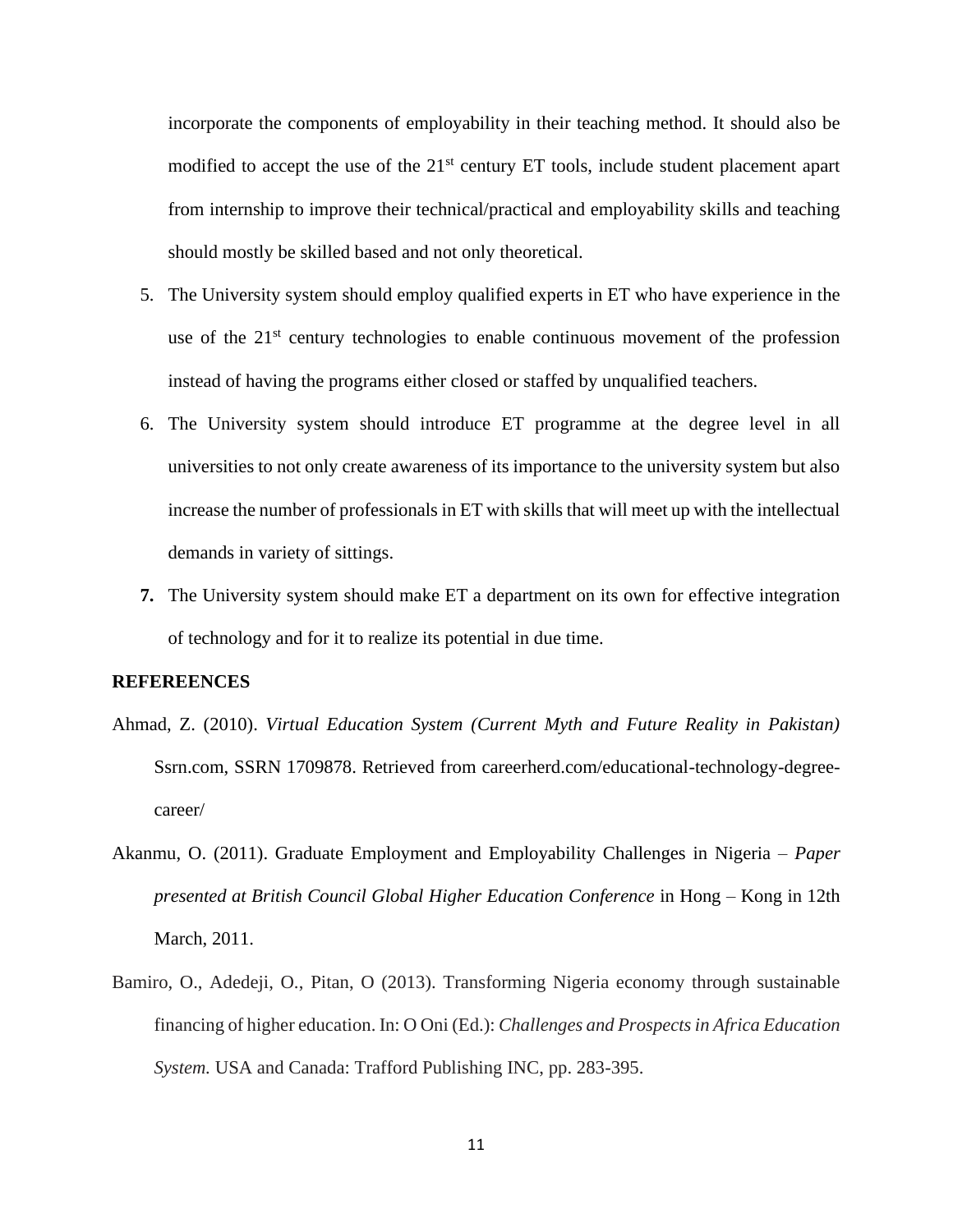incorporate the components of employability in their teaching method. It should also be modified to accept the use of the 21st century ET tools, include student placement apart from internship to improve their technical/practical and employability skills and teaching should mostly be skilled based and not only theoretical.

5. The University system should employ qualified experts in ET who have experience in the use of the 21st century technologies to enable continuous movement of the profession instead of having the programs either closed or staffed by unqualified teachers.
6. The University system should introduce ET programme at the degree level in all universities to not only create awareness of its importance to the university system but also increase the number of professionals in ET with skills that will meet up with the intellectual demands in variety of sittings.
7. The University system should make ET a department on its own for effective integration of technology and for it to realize its potential in due time.

**REFEREENCES**

Ahmad, Z. (2010). *Virtual Education System (Current Myth and Future Reality in Pakistan)* Ssrn.com, SSRN 1709878. Retrieved from careerherd.com/educational-technology-degree-career/

Akanmu, O. (2011). Graduate Employment and Employability Challenges in Nigeria – *Paper presented at British Council Global Higher Education Conference* in Hong – Kong in 12th March, 2011.

Bamiro, O., Adedeji, O., Pitan, O (2013). Transforming Nigeria economy through sustainable financing of higher education. In: O Oni (Ed.): *Challenges and Prospects in Africa Education System.* USA and Canada: Trafford Publishing INC, pp. 283-395.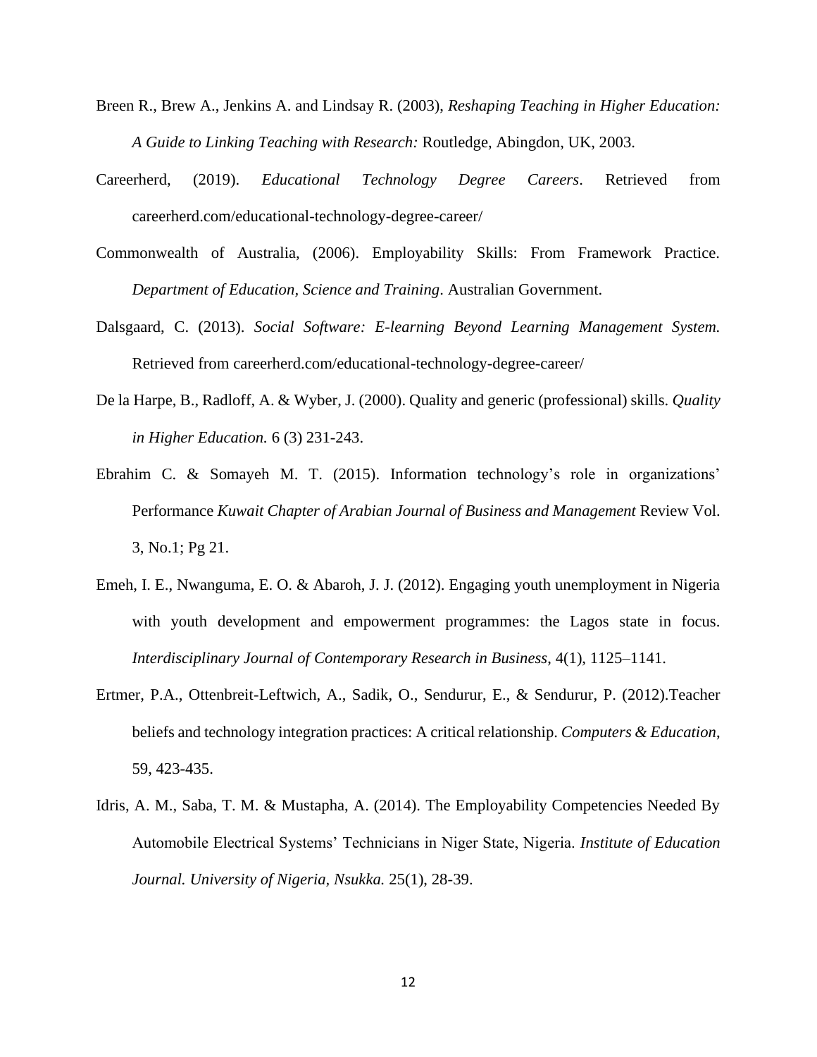Breen R., Brew A., Jenkins A. and Lindsay R. (2003), *Reshaping Teaching in Higher Education: A Guide to Linking Teaching with Research:* Routledge, Abingdon, UK, 2003.

Careerherd, (2019). *Educational Technology Degree Careers*. Retrieved from careerherd.com/educational-technology-degree-career/

Commonwealth of Australia, (2006). Employability Skills: From Framework Practice. *Department of Education, Science and Training*. Australian Government.

Dalsgaard, C. (2013). *Social Software: E-learning Beyond Learning Management System.* Retrieved from careerherd.com/educational-technology-degree-career/

De la Harpe, B., Radloff, A. & Wyber, J. (2000). Quality and generic (professional) skills. *Quality in Higher Education.* 6 (3) 231-243.

Ebrahim C. & Somayeh M. T. (2015). Information technology's role in organizations' Performance *Kuwait Chapter of Arabian Journal of Business and Management* Review Vol. 3, No.1; Pg 21.

Emeh, I. E., Nwanguma, E. O. & Abaroh, J. J. (2012). Engaging youth unemployment in Nigeria with youth development and empowerment programmes: the Lagos state in focus. *Interdisciplinary Journal of Contemporary Research in Business*, 4(1), 1125–1141.

Ertmer, P.A., Ottenbreit-Leftwich, A., Sadik, O., Sendurur, E., & Sendurur, P. (2012).Teacher beliefs and technology integration practices: A critical relationship. *Computers & Education*, 59, 423-435.

Idris, A. M., Saba, T. M. & Mustapha, A. (2014). The Employability Competencies Needed By Automobile Electrical Systems' Technicians in Niger State, Nigeria. *Institute of Education Journal. University of Nigeria, Nsukka.* 25(1), 28-39.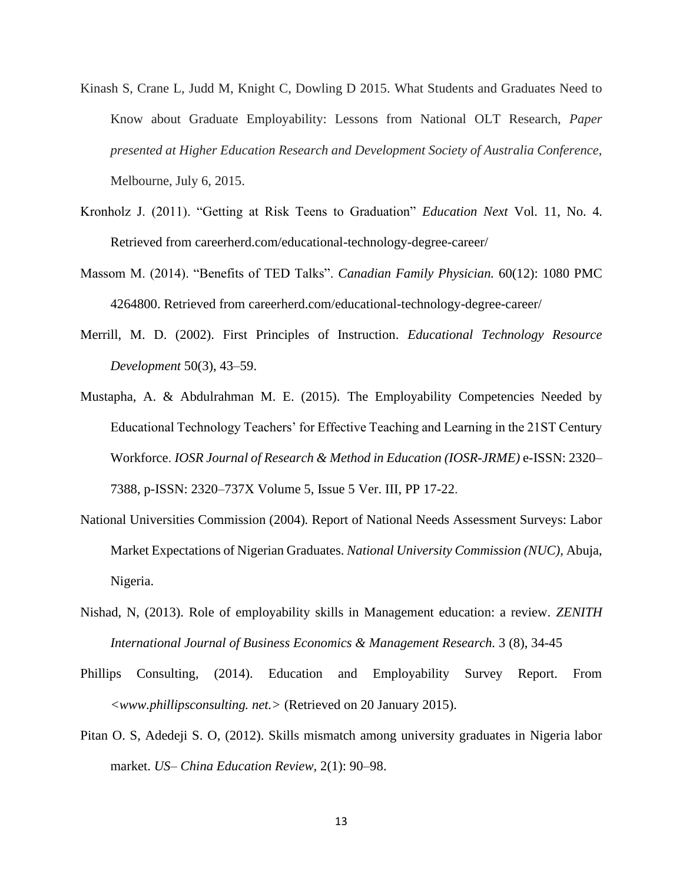Kinash S, Crane L, Judd M, Knight C, Dowling D 2015. What Students and Graduates Need to Know about Graduate Employability: Lessons from National OLT Research, *Paper presented at Higher Education Research and Development Society of Australia Conference*, Melbourne, July 6, 2015.

Kronholz J. (2011). "Getting at Risk Teens to Graduation" *Education Next* Vol. 11, No. 4. Retrieved from careerherd.com/educational-technology-degree-career/

Massom M. (2014). "Benefits of TED Talks". *Canadian Family Physician.* 60(12): 1080 PMC 4264800. Retrieved from careerherd.com/educational-technology-degree-career/

Merrill, M. D. (2002). First Principles of Instruction. *Educational Technology Resource Development* 50(3), 43–59.

Mustapha, A. & Abdulrahman M. E. (2015). The Employability Competencies Needed by Educational Technology Teachers' for Effective Teaching and Learning in the 21ST Century Workforce. *IOSR Journal of Research & Method in Education (IOSR-JRME)* e-ISSN: 2320–7388, p-ISSN: 2320–737X Volume 5, Issue 5 Ver. III, PP 17-22.

National Universities Commission (2004). Report of National Needs Assessment Surveys: Labor Market Expectations of Nigerian Graduates. *National University Commission (NUC)*, Abuja, Nigeria.

Nishad, N, (2013). Role of employability skills in Management education: a review. *ZENITH International Journal of Business Economics & Management Research.* 3 (8), 34-45

Phillips Consulting, (2014). Education and Employability Survey Report. From *<www.phillipsconsulting. net.>* (Retrieved on 20 January 2015).

Pitan O. S, Adedeji S. O, (2012). Skills mismatch among university graduates in Nigeria labor market. *US– China Education Review*, 2(1): 90–98.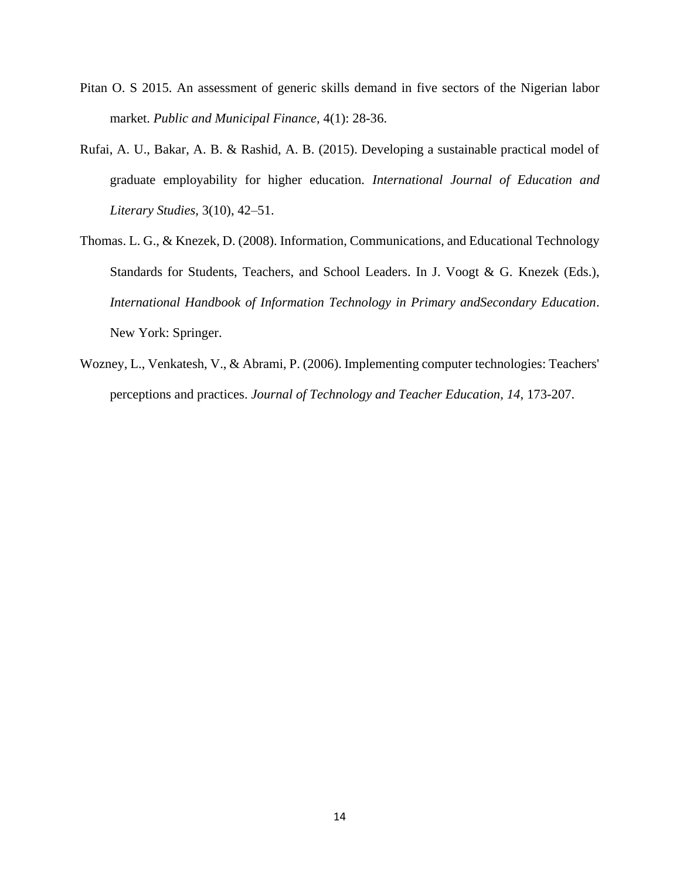Pitan O. S 2015. An assessment of generic skills demand in five sectors of the Nigerian labor market. *Public and Municipal Finance,* 4(1): 28-36.

Rufai, A. U., Bakar, A. B. & Rashid, A. B. (2015). Developing a sustainable practical model of graduate employability for higher education. *International Journal of Education and Literary Studies*, 3(10), 42–51.

Thomas. L. G., & Knezek, D. (2008). Information, Communications, and Educational Technology Standards for Students, Teachers, and School Leaders. In J. Voogt & G. Knezek (Eds.), *International Handbook of Information Technology in Primary andSecondary Education*. New York: Springer.

Wozney, L., Venkatesh, V., & Abrami, P. (2006). Implementing computer technologies: Teachers' perceptions and practices. *Journal of Technology and Teacher Education, 14*, 173-207.